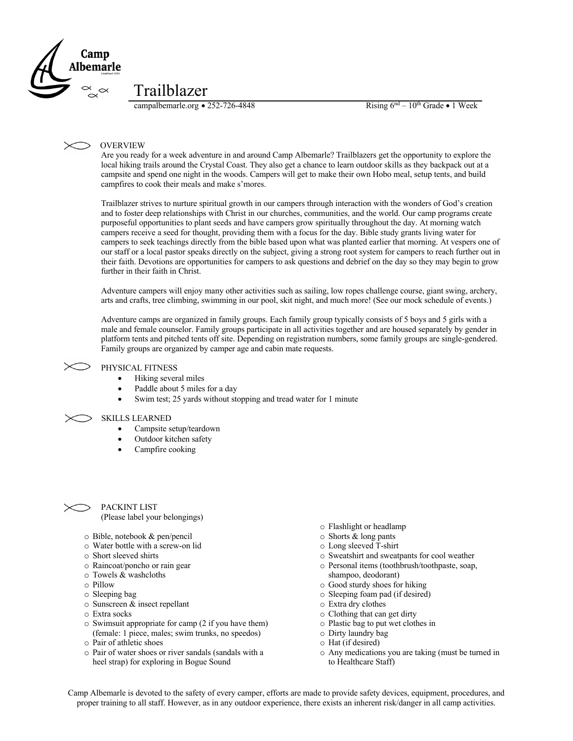Camp Albemarle

# Trailblazer

campalbemarle.org • 252-726-4848 Rising 6th – 10th Grade • 1 Week

## OVERVIEW

Are you ready for a week adventure in and around Camp Albemarle? Trailblazers get the opportunity to explore the local hiking trails around the Crystal Coast. They also get a chance to learn outdoor skills as they backpack out at a campsite and spend one night in the woods. Campers will get to make their own Hobo meal, setup tents, and build campfires to cook their meals and make s'mores.

Trailblazer strives to nurture spiritual growth in our campers through interaction with the wonders of God's creation and to foster deep relationships with Christ in our churches, communities, and the world. Our camp programs create purposeful opportunities to plant seeds and have campers grow spiritually throughout the day. At morning watch campers receive a seed for thought, providing them with a focus for the day. Bible study grants living water for campers to seek teachings directly from the bible based upon what was planted earlier that morning. At vespers one of our staff or a local pastor speaks directly on the subject, giving a strong root system for campers to reach further out in their faith. Devotions are opportunities for campers to ask questions and debrief on the day so they may begin to grow further in their faith in Christ.

Adventure campers will enjoy many other activities such as sailing, low ropes challenge course, giant swing, archery, arts and crafts, tree climbing, swimming in our pool, skit night, and much more! (See our mock schedule of events.)

Adventure camps are organized in family groups. Each family group typically consists of 5 boys and 5 girls with a male and female counselor. Family groups participate in all activities together and are housed separately by gender in platform tents and pitched tents off site. Depending on registration numbers, some family groups are single-gendered. Family groups are organized by camper age and cabin mate requests.

## PHYSICAL FITNESS

- Hiking several miles
- Paddle about 5 miles for a day
- Swim test; 25 yards without stopping and tread water for 1 minute

## SKILLS LEARNED

- Campsite setup/teardown
- Outdoor kitchen safety
- Campfire cooking

## PACKINT LIST

(Please label your belongings)

- Bible, notebook & pen/pencil
- Water bottle with a screw-on lid
- Short sleeved shirts
- Raincoat/poncho or rain gear
- Towels & washcloths
- Pillow
- Sleeping bag
- Sunscreen & insect repellant
- Extra socks
- Swimsuit appropriate for camp (2 if you have them) (female: 1 piece, males; swim trunks, no speedos)
- Pair of athletic shoes
- Pair of water shoes or river sandals (sandals with a heel strap) for exploring in Bogue Sound
- Flashlight or headlamp
- Shorts & long pants
- Long sleeved T-shirt
- Sweatshirt and sweatpants for cool weather
- Personal items (toothbrush/toothpaste, soap, shampoo, deodorant)
- Good sturdy shoes for hiking
- Sleeping foam pad (if desired)
- Extra dry clothes
- Clothing that can get dirty
- Plastic bag to put wet clothes in
- Dirty laundry bag
- Hat (if desired)
- Any medications you are taking (must be turned in to Healthcare Staff)

Camp Albemarle is devoted to the safety of every camper, efforts are made to provide safety devices, equipment, procedures, and proper training to all staff. However, as in any outdoor experience, there exists an inherent risk/danger in all camp activities.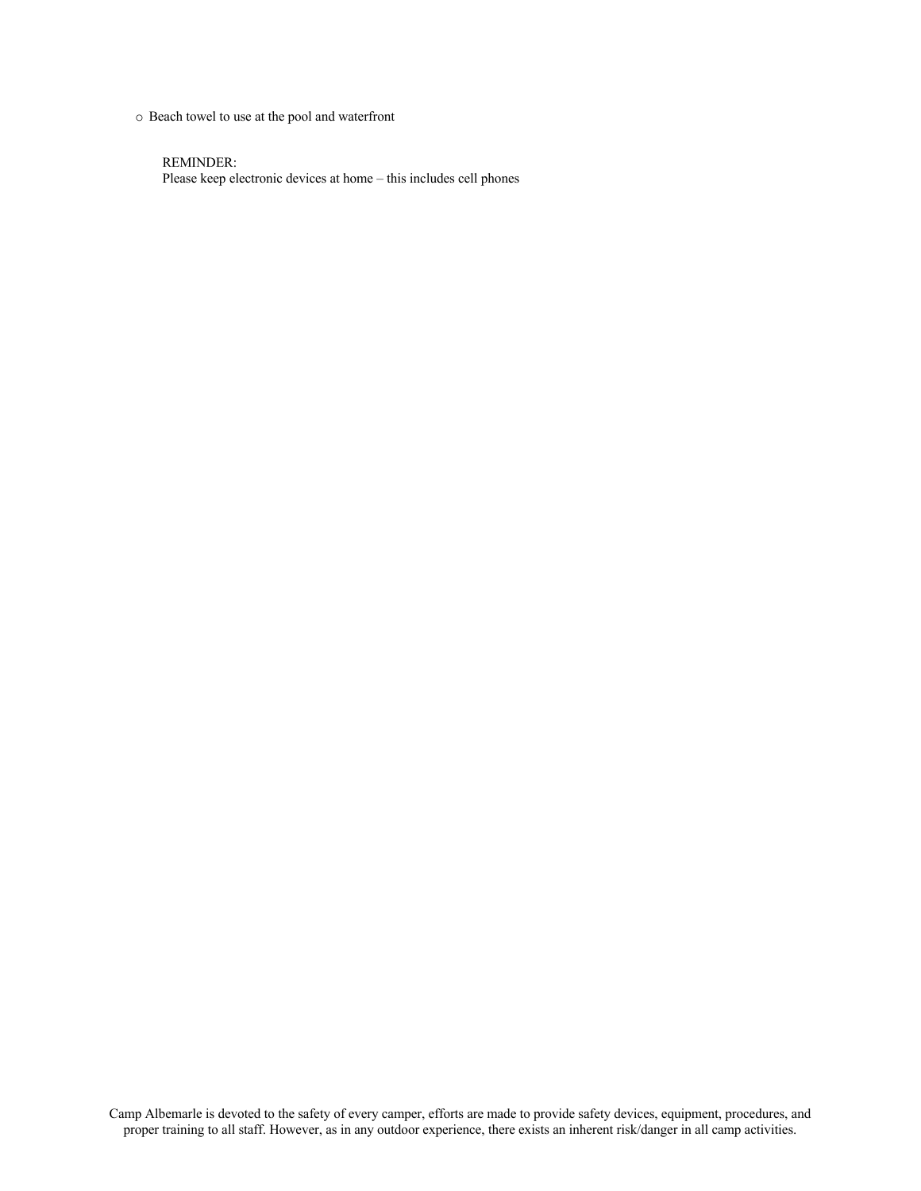- Beach towel to use at the pool and waterfront

REMINDER:
Please keep electronic devices at home – this includes cell phones

Camp Albemarle is devoted to the safety of every camper, efforts are made to provide safety devices, equipment, procedures, and proper training to all staff. However, as in any outdoor experience, there exists an inherent risk/danger in all camp activities.